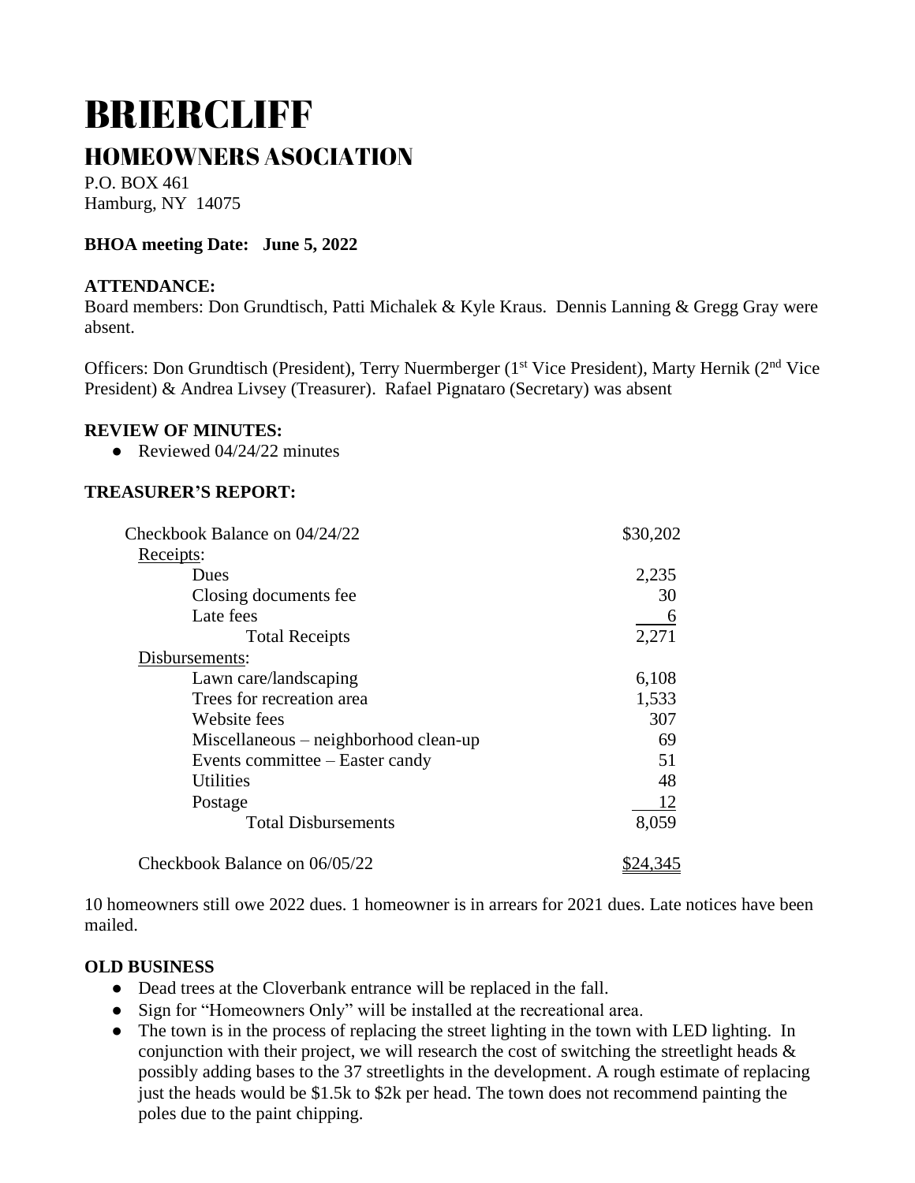# BRIERCLIFF

## HOMEOWNERS ASOCIATION

P.O. BOX 461
Hamburg, NY 14075

**BHOA meeting Date: June 5, 2022**

**ATTENDANCE:**
Board members: Don Grundtisch, Patti Michalek & Kyle Kraus. Dennis Lanning & Gregg Gray were absent.

Officers: Don Grundtisch (President), Terry Nuermberger (1st Vice President), Marty Hernik (2nd Vice President) & Andrea Livsey (Treasurer). Rafael Pignataro (Secretary) was absent

**REVIEW OF MINUTES:**

- Reviewed 04/24/22 minutes

**TREASURER'S REPORT:**

| | |
|---|---|
| Checkbook Balance on 04/24/22 | $30,202 |
| Receipts: | |
| Dues | 2,235 |
| Closing documents fee | 30 |
| Late fees | 6 |
| Total Receipts | 2,271 |
| Disbursements: | |
| Lawn care/landscaping | 6,108 |
| Trees for recreation area | 1,533 |
| Website fees | 307 |
| Miscellaneous – neighborhood clean-up | 69 |
| Events committee – Easter candy | 51 |
| Utilities | 48 |
| Postage | 12 |
| Total Disbursements | 8,059 |
| Checkbook Balance on 06/05/22 | $24,345 |

10 homeowners still owe 2022 dues. 1 homeowner is in arrears for 2021 dues. Late notices have been mailed.

**OLD BUSINESS**

- Dead trees at the Cloverbank entrance will be replaced in the fall.
- Sign for "Homeowners Only" will be installed at the recreational area.
- The town is in the process of replacing the street lighting in the town with LED lighting. In conjunction with their project, we will research the cost of switching the streetlight heads & possibly adding bases to the 37 streetlights in the development. A rough estimate of replacing just the heads would be $1.5k to $2k per head. The town does not recommend painting the poles due to the paint chipping.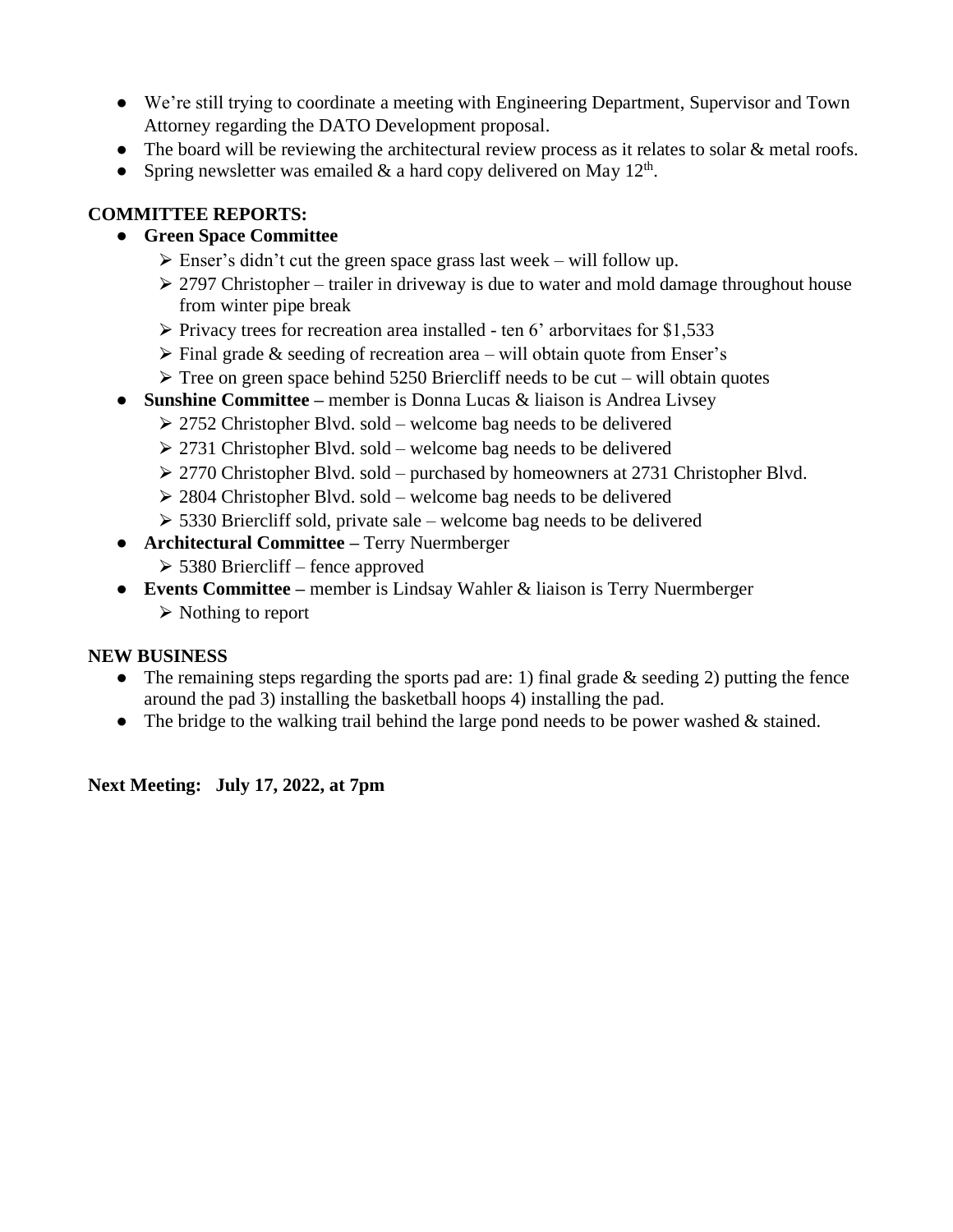- We're still trying to coordinate a meeting with Engineering Department, Supervisor and Town Attorney regarding the DATO Development proposal.
- The board will be reviewing the architectural review process as it relates to solar & metal roofs.
- Spring newsletter was emailed & a hard copy delivered on May 12th.

**COMMITTEE REPORTS:**

- **Green Space Committee**
  - Enser's didn't cut the green space grass last week – will follow up.
  - 2797 Christopher – trailer in driveway is due to water and mold damage throughout house from winter pipe break
  - Privacy trees for recreation area installed - ten 6' arborvitaes for $1,533
  - Final grade & seeding of recreation area – will obtain quote from Enser's
  - Tree on green space behind 5250 Briercliff needs to be cut – will obtain quotes
- **Sunshine Committee –** member is Donna Lucas & liaison is Andrea Livsey
  - 2752 Christopher Blvd. sold – welcome bag needs to be delivered
  - 2731 Christopher Blvd. sold – welcome bag needs to be delivered
  - 2770 Christopher Blvd. sold – purchased by homeowners at 2731 Christopher Blvd.
  - 2804 Christopher Blvd. sold – welcome bag needs to be delivered
  - 5330 Briercliff sold, private sale – welcome bag needs to be delivered
- **Architectural Committee –** Terry Nuermberger
  - 5380 Briercliff – fence approved
- **Events Committee –** member is Lindsay Wahler & liaison is Terry Nuermberger
  - Nothing to report

**NEW BUSINESS**

- The remaining steps regarding the sports pad are: 1) final grade & seeding 2) putting the fence around the pad 3) installing the basketball hoops 4) installing the pad.
- The bridge to the walking trail behind the large pond needs to be power washed & stained.

**Next Meeting: July 17, 2022, at 7pm**